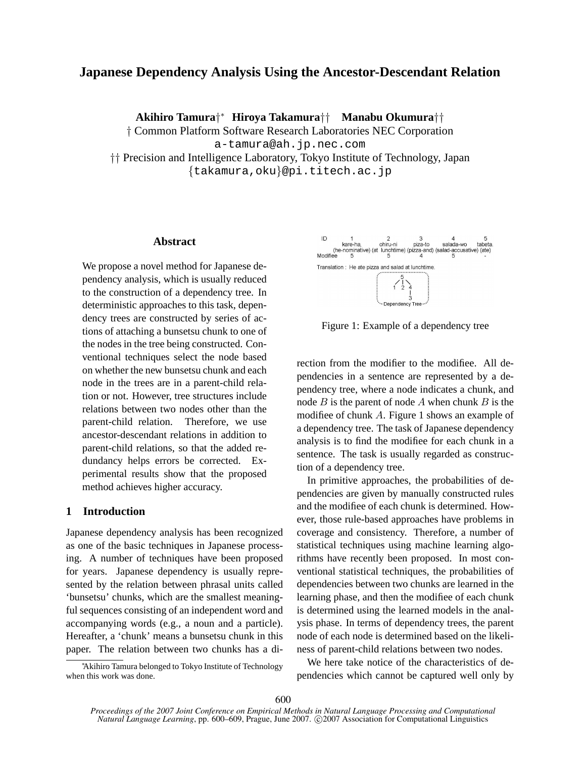# Japanese Dependency Analysis Using the Ancestor-Descendant Relation

**Akihiro Tamura**†* **Hiroya Takamura**†† **Manabu Okumura**††

† Common Platform Software Research Laboratories NEC Corporation
a-tamura@ah.jp.nec.com
†† Precision and Intelligence Laboratory, Tokyo Institute of Technology, Japan
{takamura,oku}@pi.titech.ac.jp

## Abstract

We propose a novel method for Japanese dependency analysis, which is usually reduced to the construction of a dependency tree. In deterministic approaches to this task, dependency trees are constructed by series of actions of attaching a bunsetsu chunk to one of the nodes in the tree being constructed. Conventional techniques select the node based on whether the new bunsetsu chunk and each node in the trees are in a parent-child relation or not. However, tree structures include relations between two nodes other than the parent-child relation. Therefore, we use ancestor-descendant relations in addition to parent-child relations, so that the added redundancy helps errors be corrected. Experimental results show that the proposed method achieves higher accuracy.

## 1 Introduction

Japanese dependency analysis has been recognized as one of the basic techniques in Japanese processing. A number of techniques have been proposed for years. Japanese dependency is usually represented by the relation between phrasal units called 'bunsetsu' chunks, which are the smallest meaningful sequences consisting of an independent word and accompanying words (e.g., a noun and a particle). Hereafter, a 'chunk' means a bunsetsu chunk in this paper. The relation between two chunks has a direction from the modifier to the modifiee. All dependencies in a sentence are represented by a dependency tree, where a node indicates a chunk, and node $B$ is the parent of node $A$ when chunk $B$ is the modifiee of chunk $A$. Figure 1 shows an example of a dependency tree. The task of Japanese dependency analysis is to find the modifiee for each chunk in a sentence. The task is usually regarded as construction of a dependency tree.

| ID | 1 | 2 | 3 | 4 | 5 |
|---|---|---|---|---|---|
| | kare-ha, (he-nominative) | ohiru-ni (at lunchtime) | piza-to (pizza-and) | salada-wo (salad-accusative) | tabeta. (ate) |
| Modifiee | 5 | 5 | 4 | 5 | - |

Translation : He ate pizza and salad at lunchtime.

Figure 1: Example of a dependency tree

In primitive approaches, the probabilities of dependencies are given by manually constructed rules and the modifiee of each chunk is determined. However, those rule-based approaches have problems in coverage and consistency. Therefore, a number of statistical techniques using machine learning algorithms have recently been proposed. In most conventional statistical techniques, the probabilities of dependencies between two chunks are learned in the learning phase, and then the modifiee of each chunk is determined using the learned models in the analysis phase. In terms of dependency trees, the parent node of each node is determined based on the likeliness of parent-child relations between two nodes.

We here take notice of the characteristics of dependencies which cannot be captured well only by

*Akihiro Tamura belonged to Tokyo Institute of Technology when this work was done.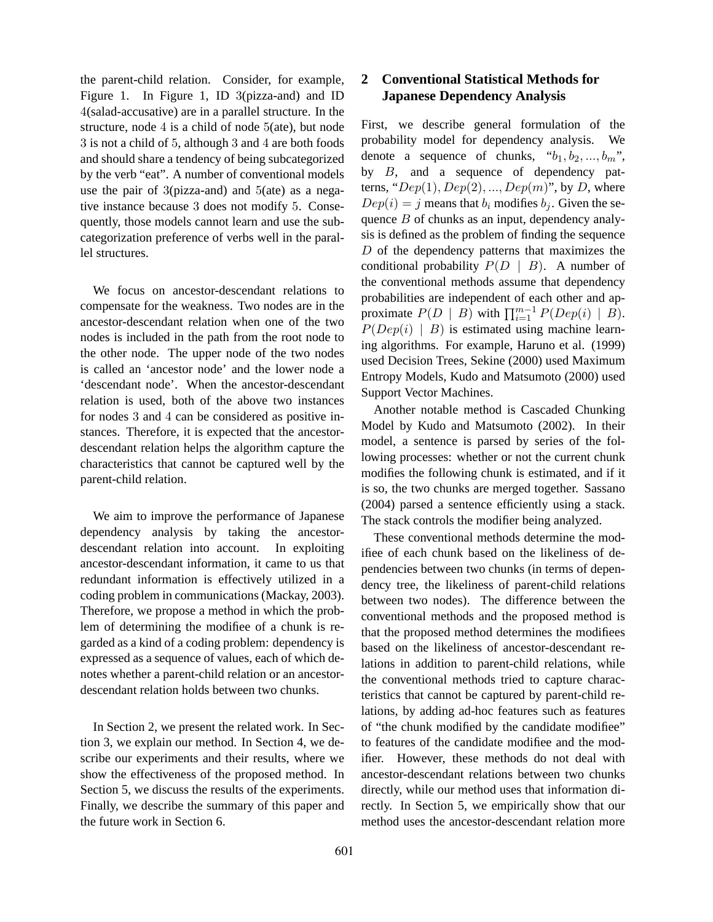the parent-child relation. Consider, for example, Figure 1. In Figure 1, ID 3(pizza-and) and ID 4(salad-accusative) are in a parallel structure. In the structure, node 4 is a child of node 5(ate), but node 3 is not a child of 5, although 3 and 4 are both foods and should share a tendency of being subcategorized by the verb "eat". A number of conventional models use the pair of 3(pizza-and) and 5(ate) as a negative instance because 3 does not modify 5. Consequently, those models cannot learn and use the subcategorization preference of verbs well in the parallel structures.

We focus on ancestor-descendant relations to compensate for the weakness. Two nodes are in the ancestor-descendant relation when one of the two nodes is included in the path from the root node to the other node. The upper node of the two nodes is called an 'ancestor node' and the lower node a 'descendant node'. When the ancestor-descendant relation is used, both of the above two instances for nodes 3 and 4 can be considered as positive instances. Therefore, it is expected that the ancestor-descendant relation helps the algorithm capture the characteristics that cannot be captured well by the parent-child relation.

We aim to improve the performance of Japanese dependency analysis by taking the ancestor-descendant relation into account. In exploiting ancestor-descendant information, it came to us that redundant information is effectively utilized in a coding problem in communications (Mackay, 2003). Therefore, we propose a method in which the problem of determining the modifiee of a chunk is regarded as a kind of a coding problem: dependency is expressed as a sequence of values, each of which denotes whether a parent-child relation or an ancestor-descendant relation holds between two chunks.

In Section 2, we present the related work. In Section 3, we explain our method. In Section 4, we describe our experiments and their results, where we show the effectiveness of the proposed method. In Section 5, we discuss the results of the experiments. Finally, we describe the summary of this paper and the future work in Section 6.

## 2 Conventional Statistical Methods for Japanese Dependency Analysis

First, we describe general formulation of the probability model for dependency analysis. We denote a sequence of chunks, "$b_1, b_2, ..., b_m$", by $B$, and a sequence of dependency patterns, "$Dep(1), Dep(2), ..., Dep(m)$", by $D$, where $Dep(i) = j$ means that $b_i$ modifies $b_j$. Given the sequence $B$ of chunks as an input, dependency analysis is defined as the problem of finding the sequence $D$ of the dependency patterns that maximizes the conditional probability $P(D \mid B)$. A number of the conventional methods assume that dependency probabilities are independent of each other and approximate $P(D \mid B)$ with $\prod_{i=1}^{m-1} P(Dep(i) \mid B)$. $P(Dep(i) \mid B)$ is estimated using machine learning algorithms. For example, Haruno et al. (1999) used Decision Trees, Sekine (2000) used Maximum Entropy Models, Kudo and Matsumoto (2000) used Support Vector Machines.

Another notable method is Cascaded Chunking Model by Kudo and Matsumoto (2002). In their model, a sentence is parsed by series of the following processes: whether or not the current chunk modifies the following chunk is estimated, and if it is so, the two chunks are merged together. Sassano (2004) parsed a sentence efficiently using a stack. The stack controls the modifier being analyzed.

These conventional methods determine the modifiee of each chunk based on the likeliness of dependencies between two chunks (in terms of dependency tree, the likeliness of parent-child relations between two nodes). The difference between the conventional methods and the proposed method is that the proposed method determines the modifiees based on the likeliness of ancestor-descendant relations in addition to parent-child relations, while the conventional methods tried to capture characteristics that cannot be captured by parent-child relations, by adding ad-hoc features such as features of "the chunk modified by the candidate modifiee" to features of the candidate modifiee and the modifier. However, these methods do not deal with ancestor-descendant relations between two chunks directly, while our method uses that information directly. In Section 5, we empirically show that our method uses the ancestor-descendant relation more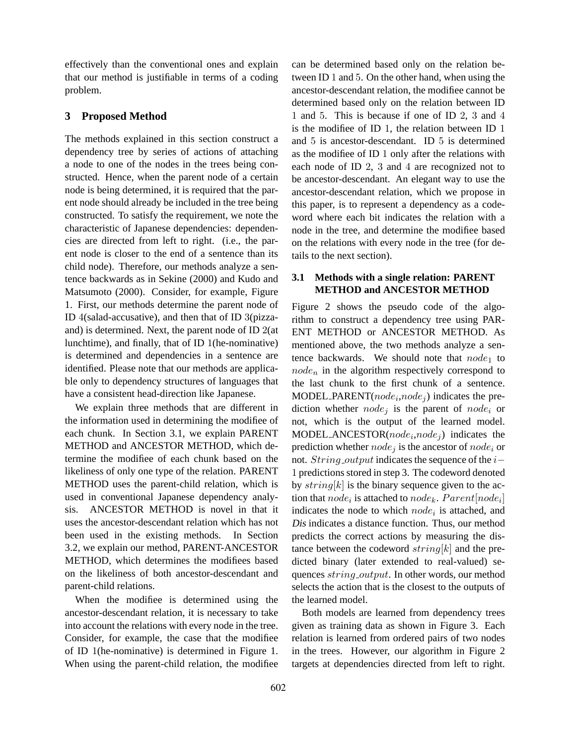effectively than the conventional ones and explain that our method is justifiable in terms of a coding problem.

## 3 Proposed Method

The methods explained in this section construct a dependency tree by series of actions of attaching a node to one of the nodes in the trees being constructed. Hence, when the parent node of a certain node is being determined, it is required that the parent node should already be included in the tree being constructed. To satisfy the requirement, we note the characteristic of Japanese dependencies: dependencies are directed from left to right. (i.e., the parent node is closer to the end of a sentence than its child node). Therefore, our methods analyze a sentence backwards as in Sekine (2000) and Kudo and Matsumoto (2000). Consider, for example, Figure 1. First, our methods determine the parent node of ID 4(salad-accusative), and then that of ID 3(pizza-and) is determined. Next, the parent node of ID 2(at lunchtime), and finally, that of ID 1(he-nominative) is determined and dependencies in a sentence are identified. Please note that our methods are applicable only to dependency structures of languages that have a consistent head-direction like Japanese.

We explain three methods that are different in the information used in determining the modifiee of each chunk. In Section 3.1, we explain PARENT METHOD and ANCESTOR METHOD, which determine the modifiee of each chunk based on the likeliness of only one type of the relation. PARENT METHOD uses the parent-child relation, which is used in conventional Japanese dependency analysis. ANCESTOR METHOD is novel in that it uses the ancestor-descendant relation which has not been used in the existing methods. In Section 3.2, we explain our method, PARENT-ANCESTOR METHOD, which determines the modifiees based on the likeliness of both ancestor-descendant and parent-child relations.

When the modifiee is determined using the ancestor-descendant relation, it is necessary to take into account the relations with every node in the tree. Consider, for example, the case that the modifiee of ID 1(he-nominative) is determined in Figure 1. When using the parent-child relation, the modifiee can be determined based only on the relation between ID 1 and 5. On the other hand, when using the ancestor-descendant relation, the modifiee cannot be determined based only on the relation between ID 1 and 5. This is because if one of ID 2, 3 and 4 is the modifiee of ID 1, the relation between ID 1 and 5 is ancestor-descendant. ID 5 is determined as the modifiee of ID 1 only after the relations with each node of ID 2, 3 and 4 are recognized not to be ancestor-descendant. An elegant way to use the ancestor-descendant relation, which we propose in this paper, is to represent a dependency as a codeword where each bit indicates the relation with a node in the tree, and determine the modifiee based on the relations with every node in the tree (for details to the next section).

### 3.1 Methods with a single relation: PARENT METHOD and ANCESTOR METHOD

Figure 2 shows the pseudo code of the algorithm to construct a dependency tree using PARENT METHOD or ANCESTOR METHOD. As mentioned above, the two methods analyze a sentence backwards. We should note that $node_1$ to $node_n$ in the algorithm respectively correspond to the last chunk to the first chunk of a sentence. MODEL_PARENT($node_i$,$node_j$) indicates the prediction whether $node_j$ is the parent of $node_i$ or not, which is the output of the learned model. MODEL_ANCESTOR($node_i$,$node_j$) indicates the prediction whether $node_j$ is the ancestor of $node_i$ or not. $String\_output$ indicates the sequence of the $i-1$ predictions stored in step 3. The codeword denoted by $string[k]$ is the binary sequence given to the action that $node_i$ is attached to $node_k$. $Parent[node_i]$ indicates the node to which $node_i$ is attached, and *Dis* indicates a distance function. Thus, our method predicts the correct actions by measuring the distance between the codeword $string[k]$ and the predicted binary (later extended to real-valued) sequences $string\_output$. In other words, our method selects the action that is the closest to the outputs of the learned model.

Both models are learned from dependency trees given as training data as shown in Figure 3. Each relation is learned from ordered pairs of two nodes in the trees. However, our algorithm in Figure 2 targets at dependencies directed from left to right.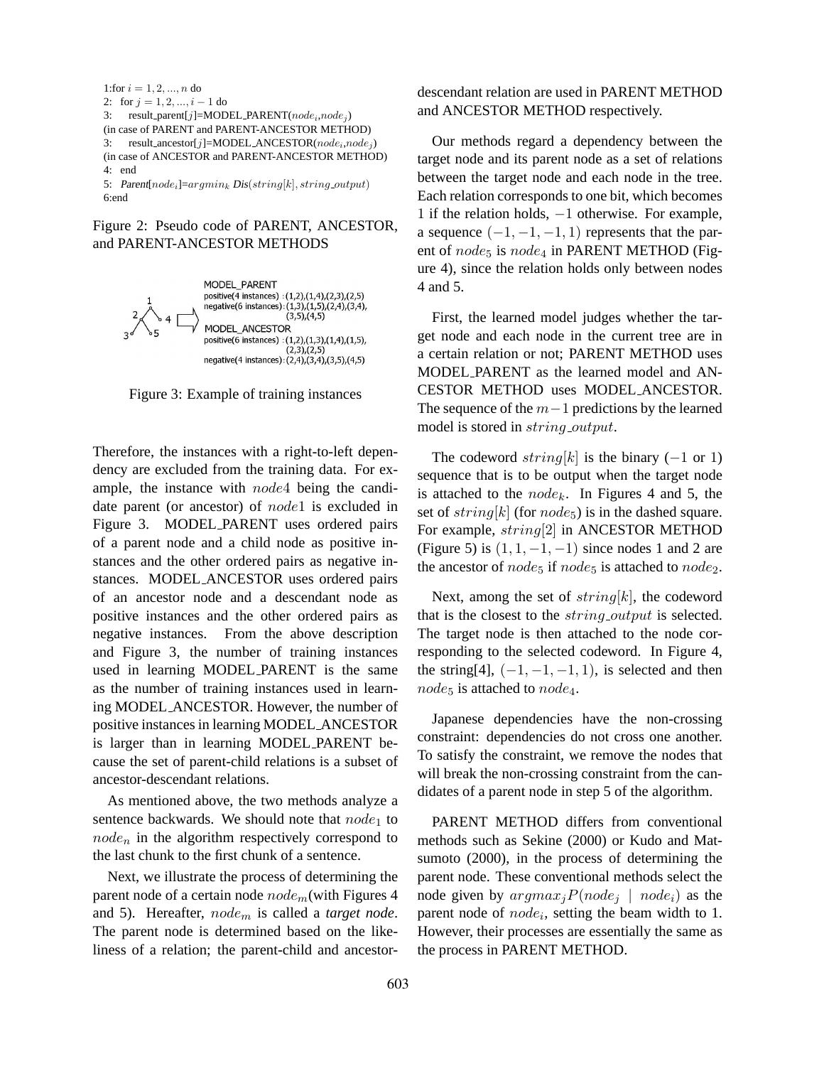```
1:for i = 1, 2, ..., n do
2:   for j = 1, 2, ..., i − 1 do
3:      result_parent[j]=MODEL_PARENT(node_i,node_j)
   (in case of PARENT and PARENT-ANCESTOR METHOD)
3:      result_ancestor[j]=MODEL_ANCESTOR(node_i,node_j)
   (in case of ANCESTOR and PARENT-ANCESTOR METHOD)
4:   end
5:   Parent[node_i]=argmin_k Dis(string[k], string_output)
6:end
```

Figure 2: Pseudo code of PARENT, ANCESTOR, and PARENT-ANCESTOR METHODS

MODEL_PARENT
positive(4 instances) : (1,2),(1,4),(2,3),(2,5)
negative(6 instances) : (1,3),(1,5),(2,4),(3,4), (3,5),(4,5)
MODEL_ANCESTOR
positive(6 instances) : (1,2),(1,3),(1,4),(1,5), (2,3),(2,5)
negative(4 instances) : (2,4),(3,4),(3,5),(4,5)

Figure 3: Example of training instances

Therefore, the instances with a right-to-left dependency are excluded from the training data. For example, the instance with $node4$ being the candidate parent (or ancestor) of $node1$ is excluded in Figure 3. MODEL_PARENT uses ordered pairs of a parent node and a child node as positive instances and the other ordered pairs as negative instances. MODEL_ANCESTOR uses ordered pairs of an ancestor node and a descendant node as positive instances and the other ordered pairs as negative instances. From the above description and Figure 3, the number of training instances used in learning MODEL_PARENT is the same as the number of training instances used in learning MODEL_ANCESTOR. However, the number of positive instances in learning MODEL_ANCESTOR is larger than in learning MODEL_PARENT because the set of parent-child relations is a subset of ancestor-descendant relations.

As mentioned above, the two methods analyze a sentence backwards. We should note that $node_1$ to $node_n$ in the algorithm respectively correspond to the last chunk to the first chunk of a sentence.

Next, we illustrate the process of determining the parent node of a certain node $node_m$(with Figures 4 and 5). Hereafter, $node_m$ is called a *target node*. The parent node is determined based on the likeliness of a relation; the parent-child and ancestor-descendant relation are used in PARENT METHOD and ANCESTOR METHOD respectively.

Our methods regard a dependency between the target node and its parent node as a set of relations between the target node and each node in the tree. Each relation corresponds to one bit, which becomes 1 if the relation holds, $-1$ otherwise. For example, a sequence $(-1, -1, -1, 1)$ represents that the parent of $node_5$ is $node_4$ in PARENT METHOD (Figure 4), since the relation holds only between nodes 4 and 5.

First, the learned model judges whether the target node and each node in the current tree are in a certain relation or not; PARENT METHOD uses MODEL_PARENT as the learned model and ANCESTOR METHOD uses MODEL_ANCESTOR. The sequence of the $m-1$ predictions by the learned model is stored in $string\_output$.

The codeword $string[k]$ is the binary ($-1$ or 1) sequence that is to be output when the target node is attached to the $node_k$. In Figures 4 and 5, the set of $string[k]$ (for $node_5$) is in the dashed square. For example, $string[2]$ in ANCESTOR METHOD (Figure 5) is $(1, 1, -1, -1)$ since nodes 1 and 2 are the ancestor of $node_5$ if $node_5$ is attached to $node_2$.

Next, among the set of $string[k]$, the codeword that is the closest to the $string\_output$ is selected. The target node is then attached to the node corresponding to the selected codeword. In Figure 4, the string[4], $(-1, -1, -1, 1)$, is selected and then $node_5$ is attached to $node_4$.

Japanese dependencies have the non-crossing constraint: dependencies do not cross one another. To satisfy the constraint, we remove the nodes that will break the non-crossing constraint from the candidates of a parent node in step 5 of the algorithm.

PARENT METHOD differs from conventional methods such as Sekine (2000) or Kudo and Matsumoto (2000), in the process of determining the parent node. These conventional methods select the node given by $argmax_j P(node_j \mid node_i)$ as the parent node of $node_i$, setting the beam width to 1. However, their processes are essentially the same as the process in PARENT METHOD.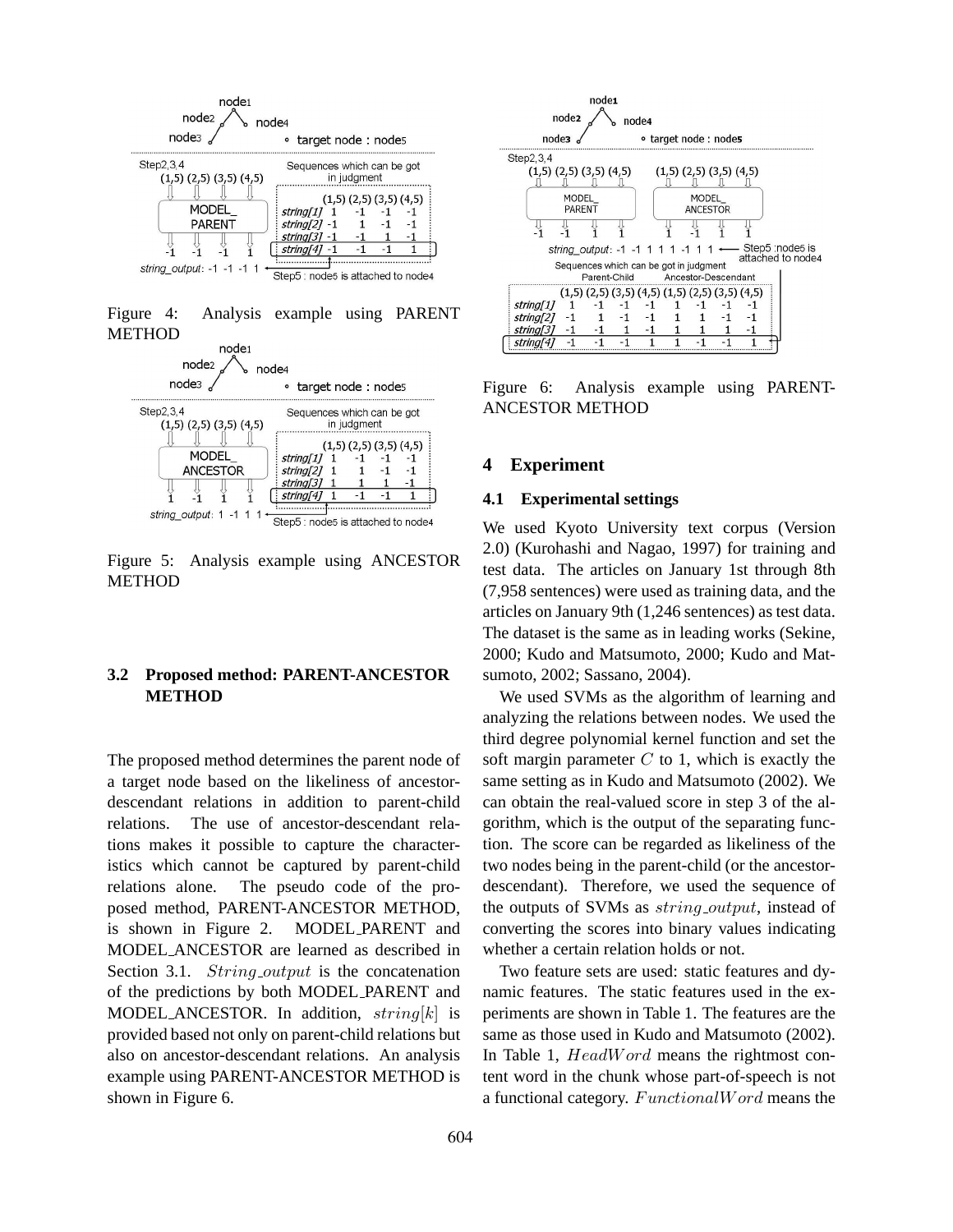Figure 4: Analysis example using PARENT METHOD

Figure 5: Analysis example using ANCESTOR METHOD

### 3.2 Proposed method: PARENT-ANCESTOR METHOD

The proposed method determines the parent node of a target node based on the likeliness of ancestor-descendant relations in addition to parent-child relations. The use of ancestor-descendant relations makes it possible to capture the characteristics which cannot be captured by parent-child relations alone. The pseudo code of the proposed method, PARENT-ANCESTOR METHOD, is shown in Figure 2. MODEL_PARENT and MODEL_ANCESTOR are learned as described in Section 3.1. $String\_output$ is the concatenation of the predictions by both MODEL_PARENT and MODEL_ANCESTOR. In addition, $string[k]$ is provided based not only on parent-child relations but also on ancestor-descendant relations. An analysis example using PARENT-ANCESTOR METHOD is shown in Figure 6.

Figure 6: Analysis example using PARENT-ANCESTOR METHOD

## 4 Experiment

### 4.1 Experimental settings

We used Kyoto University text corpus (Version 2.0) (Kurohashi and Nagao, 1997) for training and test data. The articles on January 1st through 8th (7,958 sentences) were used as training data, and the articles on January 9th (1,246 sentences) as test data. The dataset is the same as in leading works (Sekine, 2000; Kudo and Matsumoto, 2000; Kudo and Matsumoto, 2002; Sassano, 2004).

We used SVMs as the algorithm of learning and analyzing the relations between nodes. We used the third degree polynomial kernel function and set the soft margin parameter $C$ to 1, which is exactly the same setting as in Kudo and Matsumoto (2002). We can obtain the real-valued score in step 3 of the algorithm, which is the output of the separating function. The score can be regarded as likeliness of the two nodes being in the parent-child (or the ancestor-descendant). Therefore, we used the sequence of the outputs of SVMs as $string\_output$, instead of converting the scores into binary values indicating whether a certain relation holds or not.

Two feature sets are used: static features and dynamic features. The static features used in the experiments are shown in Table 1. The features are the same as those used in Kudo and Matsumoto (2002). In Table 1, $HeadWord$ means the rightmost content word in the chunk whose part-of-speech is not a functional category. $FunctionalWord$ means the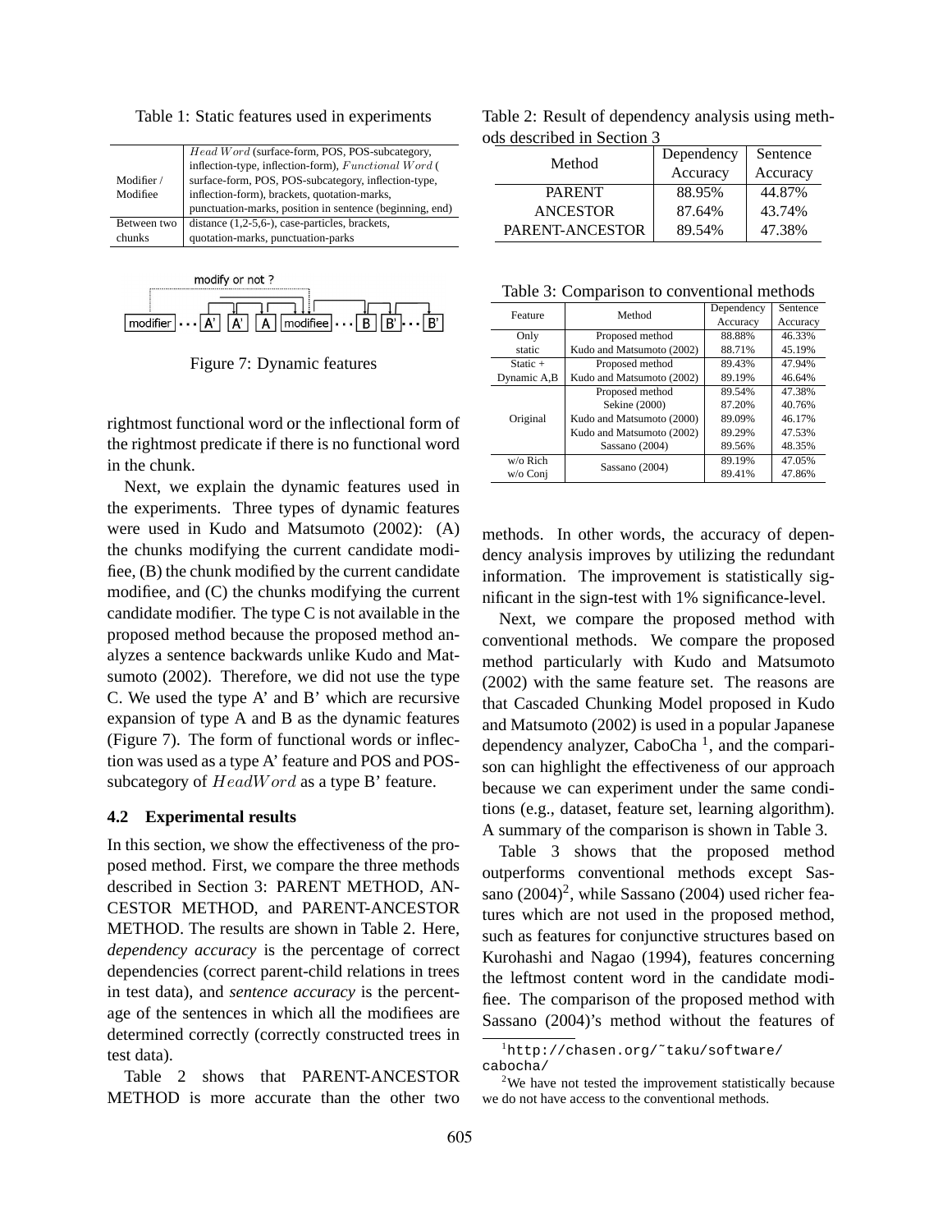Table 1: Static features used in experiments

| | |
|---|---|
| Modifier / Modifiee | *Head Word* (surface-form, POS, POS-subcategory, inflection-type, inflection-form), *Functional Word* ( surface-form, POS, POS-subcategory, inflection-type, inflection-form), brackets, quotation-marks, punctuation-marks, position in sentence (beginning, end) |
| Between two chunks | distance (1,2-5,6-), case-particles, brackets, quotation-marks, punctuation-parks |

Figure 7: Dynamic features

rightmost functional word or the inflectional form of the rightmost predicate if there is no functional word in the chunk.

Next, we explain the dynamic features used in the experiments. Three types of dynamic features were used in Kudo and Matsumoto (2002): (A) the chunks modifying the current candidate modifiee, (B) the chunk modified by the current candidate modifiee, and (C) the chunks modifying the current candidate modifier. The type C is not available in the proposed method because the proposed method analyzes a sentence backwards unlike Kudo and Matsumoto (2002). Therefore, we did not use the type C. We used the type A' and B' which are recursive expansion of type A and B as the dynamic features (Figure 7). The form of functional words or inflection was used as a type A' feature and POS and POS-subcategory of *HeadWord* as a type B' feature.

### 4.2 Experimental results

In this section, we show the effectiveness of the proposed method. First, we compare the three methods described in Section 3: PARENT METHOD, ANCESTOR METHOD, and PARENT-ANCESTOR METHOD. The results are shown in Table 2. Here, *dependency accuracy* is the percentage of correct dependencies (correct parent-child relations in trees in test data), and *sentence accuracy* is the percentage of the sentences in which all the modifiees are determined correctly (correctly constructed trees in test data).

Table 2 shows that PARENT-ANCESTOR METHOD is more accurate than the other two methods. In other words, the accuracy of dependency analysis improves by utilizing the redundant information. The improvement is statistically significant in the sign-test with 1% significance-level.

Table 2: Result of dependency analysis using methods described in Section 3

| Method | Dependency Accuracy | Sentence Accuracy |
|---|---|---|
| PARENT | 88.95% | 44.87% |
| ANCESTOR | 87.64% | 43.74% |
| PARENT-ANCESTOR | 89.54% | 47.38% |

Table 3: Comparison to conventional methods

| Feature | Method | Dependency Accuracy | Sentence Accuracy |
|---|---|---|---|
| Only static | Proposed method | 88.88% | 46.33% |
| | Kudo and Matsumoto (2002) | 88.71% | 45.19% |
| Static + Dynamic A,B | Proposed method | 89.43% | 47.94% |
| | Kudo and Matsumoto (2002) | 89.19% | 46.64% |
| Original | Proposed method | 89.54% | 47.38% |
| | Sekine (2000) | 87.20% | 40.76% |
| | Kudo and Matsumoto (2000) | 89.09% | 46.17% |
| | Kudo and Matsumoto (2002) | 89.29% | 47.53% |
| | Sassano (2004) | 89.56% | 48.35% |
| w/o Rich | Sassano (2004) | 89.19% | 47.05% |
| w/o Conj | | 89.41% | 47.86% |

Next, we compare the proposed method with conventional methods. We compare the proposed method particularly with Kudo and Matsumoto (2002) with the same feature set. The reasons are that Cascaded Chunking Model proposed in Kudo and Matsumoto (2002) is used in a popular Japanese dependency analyzer, CaboCha [1], and the comparison can highlight the effectiveness of our approach because we can experiment under the same conditions (e.g., dataset, feature set, learning algorithm). A summary of the comparison is shown in Table 3.

Table 3 shows that the proposed method outperforms conventional methods except Sassano (2004)[2], while Sassano (2004) used richer features which are not used in the proposed method, such as features for conjunctive structures based on Kurohashi and Nagao (1994), features concerning the leftmost content word in the candidate modifiee. The comparison of the proposed method with Sassano (2004)'s method without the features of

[1] http://chasen.org/˜taku/software/cabocha/

[2] We have not tested the improvement statistically because we do not have access to the conventional methods.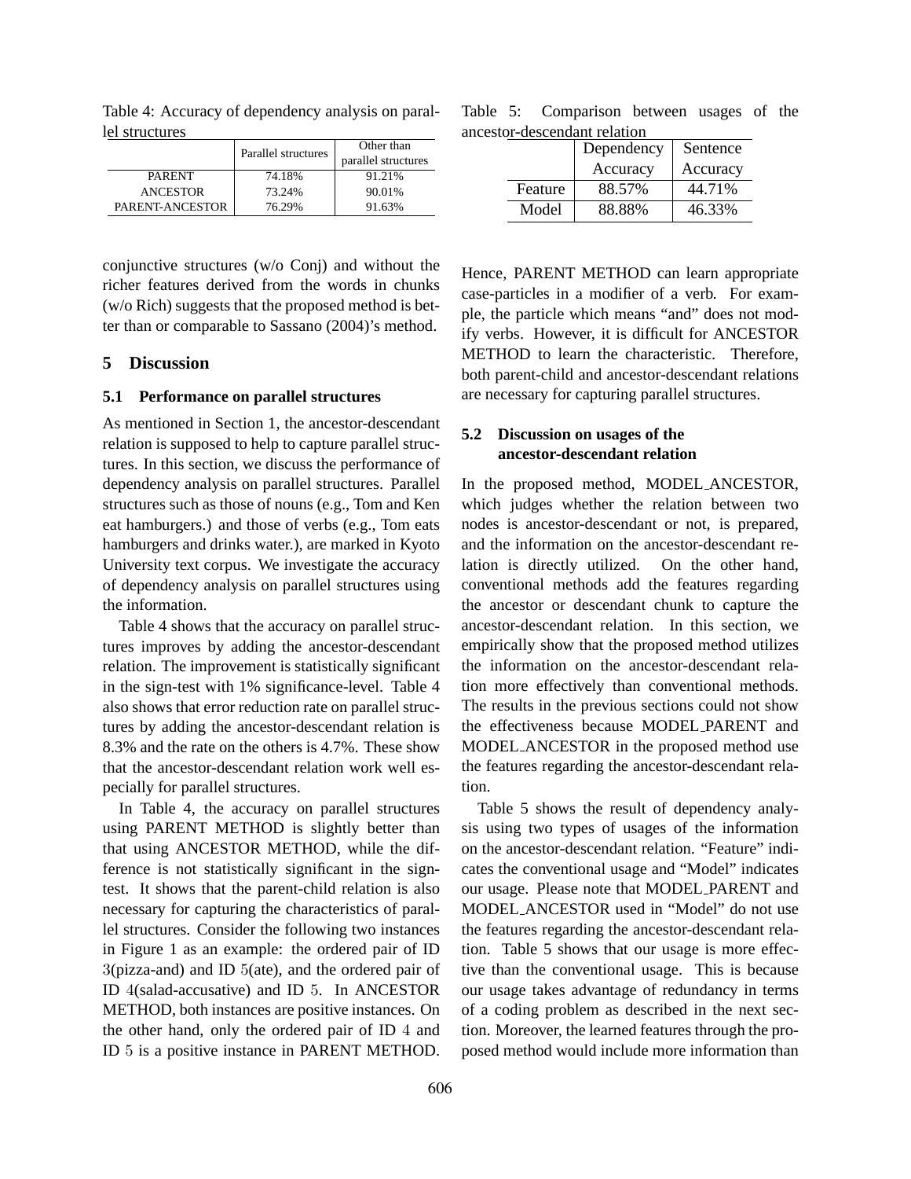Table 4: Accuracy of dependency analysis on parallel structures

| | Parallel structures | Other than parallel structures |
|---|---|---|
| PARENT | 74.18% | 91.21% |
| ANCESTOR | 73.24% | 90.01% |
| PARENT-ANCESTOR | 76.29% | 91.63% |

Table 5: Comparison between usages of the ancestor-descendant relation

| | Dependency Accuracy | Sentence Accuracy |
|---|---|---|
| Feature | 88.57% | 44.71% |
| Model | 88.88% | 46.33% |

conjunctive structures (w/o Conj) and without the richer features derived from the words in chunks (w/o Rich) suggests that the proposed method is better than or comparable to Sassano (2004)'s method.

## 5 Discussion

### 5.1 Performance on parallel structures

As mentioned in Section 1, the ancestor-descendant relation is supposed to help to capture parallel structures. In this section, we discuss the performance of dependency analysis on parallel structures. Parallel structures such as those of nouns (e.g., Tom and Ken eat hamburgers.) and those of verbs (e.g., Tom eats hamburgers and drinks water.), are marked in Kyoto University text corpus. We investigate the accuracy of dependency analysis on parallel structures using the information.

Table 4 shows that the accuracy on parallel structures improves by adding the ancestor-descendant relation. The improvement is statistically significant in the sign-test with 1% significance-level. Table 4 also shows that error reduction rate on parallel structures by adding the ancestor-descendant relation is 8.3% and the rate on the others is 4.7%. These show that the ancestor-descendant relation work well especially for parallel structures.

In Table 4, the accuracy on parallel structures using PARENT METHOD is slightly better than that using ANCESTOR METHOD, while the difference is not statistically significant in the sign-test. It shows that the parent-child relation is also necessary for capturing the characteristics of parallel structures. Consider the following two instances in Figure 1 as an example: the ordered pair of ID 3(pizza-and) and ID 5(ate), and the ordered pair of ID 4(salad-accusative) and ID 5. In ANCESTOR METHOD, both instances are positive instances. On the other hand, only the ordered pair of ID 4 and ID 5 is a positive instance in PARENT METHOD. Hence, PARENT METHOD can learn appropriate case-particles in a modifier of a verb. For example, the particle which means "and" does not modify verbs. However, it is difficult for ANCESTOR METHOD to learn the characteristic. Therefore, both parent-child and ancestor-descendant relations are necessary for capturing parallel structures.

### 5.2 Discussion on usages of the ancestor-descendant relation

In the proposed method, MODEL_ANCESTOR, which judges whether the relation between two nodes is ancestor-descendant or not, is prepared, and the information on the ancestor-descendant relation is directly utilized. On the other hand, conventional methods add the features regarding the ancestor or descendant chunk to capture the ancestor-descendant relation. In this section, we empirically show that the proposed method utilizes the information on the ancestor-descendant relation more effectively than conventional methods. The results in the previous sections could not show the effectiveness because MODEL_PARENT and MODEL_ANCESTOR in the proposed method use the features regarding the ancestor-descendant relation.

Table 5 shows the result of dependency analysis using two types of usages of the information on the ancestor-descendant relation. "Feature" indicates the conventional usage and "Model" indicates our usage. Please note that MODEL_PARENT and MODEL_ANCESTOR used in "Model" do not use the features regarding the ancestor-descendant relation. Table 5 shows that our usage is more effective than the conventional usage. This is because our usage takes advantage of redundancy in terms of a coding problem as described in the next section. Moreover, the learned features through the proposed method would include more information than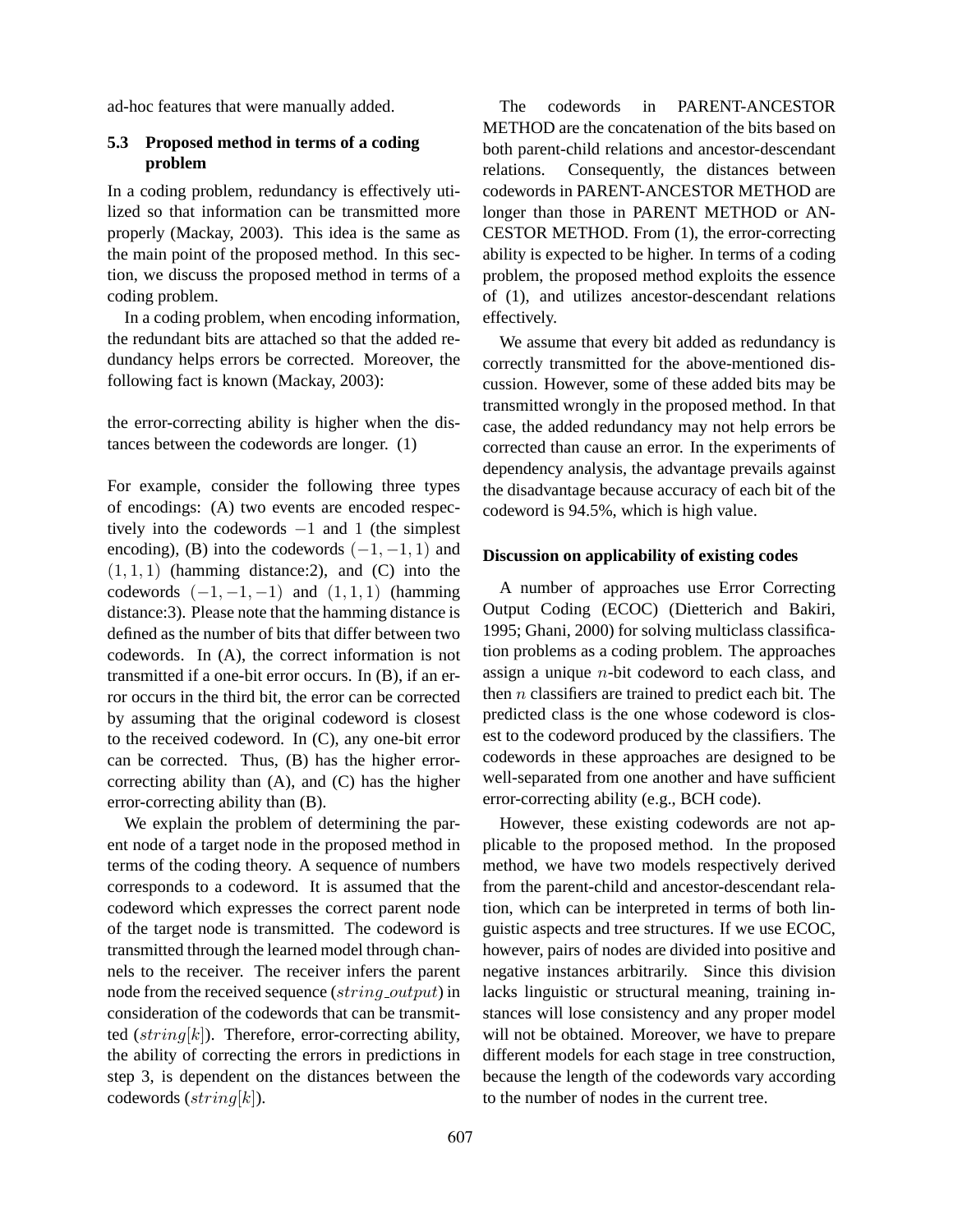ad-hoc features that were manually added.

### 5.3 Proposed method in terms of a coding problem

In a coding problem, redundancy is effectively utilized so that information can be transmitted more properly (Mackay, 2003). This idea is the same as the main point of the proposed method. In this section, we discuss the proposed method in terms of a coding problem.

In a coding problem, when encoding information, the redundant bits are attached so that the added redundancy helps errors be corrected. Moreover, the following fact is known (Mackay, 2003):

the error-correcting ability is higher when the distances between the codewords are longer. (1)

For example, consider the following three types of encodings: (A) two events are encoded respectively into the codewords $-1$ and $1$ (the simplest encoding), (B) into the codewords $(-1, -1, 1)$ and $(1, 1, 1)$ (hamming distance:2), and (C) into the codewords $(-1, -1, -1)$ and $(1, 1, 1)$ (hamming distance:3). Please note that the hamming distance is defined as the number of bits that differ between two codewords. In (A), the correct information is not transmitted if a one-bit error occurs. In (B), if an error occurs in the third bit, the error can be corrected by assuming that the original codeword is closest to the received codeword. In (C), any one-bit error can be corrected. Thus, (B) has the higher error-correcting ability than (A), and (C) has the higher error-correcting ability than (B).

We explain the problem of determining the parent node of a target node in the proposed method in terms of the coding theory. A sequence of numbers corresponds to a codeword. It is assumed that the codeword which expresses the correct parent node of the target node is transmitted. The codeword is transmitted through the learned model through channels to the receiver. The receiver infers the parent node from the received sequence ($string\_output$) in consideration of the codewords that can be transmitted ($string[k]$). Therefore, error-correcting ability, the ability of correcting the errors in predictions in step 3, is dependent on the distances between the codewords ($string[k]$).

The codewords in PARENT-ANCESTOR METHOD are the concatenation of the bits based on both parent-child relations and ancestor-descendant relations. Consequently, the distances between codewords in PARENT-ANCESTOR METHOD are longer than those in PARENT METHOD or ANCESTOR METHOD. From (1), the error-correcting ability is expected to be higher. In terms of a coding problem, the proposed method exploits the essence of (1), and utilizes ancestor-descendant relations effectively.

We assume that every bit added as redundancy is correctly transmitted for the above-mentioned discussion. However, some of these added bits may be transmitted wrongly in the proposed method. In that case, the added redundancy may not help errors be corrected than cause an error. In the experiments of dependency analysis, the advantage prevails against the disadvantage because accuracy of each bit of the codeword is 94.5%, which is high value.

**Discussion on applicability of existing codes**

A number of approaches use Error Correcting Output Coding (ECOC) (Dietterich and Bakiri, 1995; Ghani, 2000) for solving multiclass classification problems as a coding problem. The approaches assign a unique $n$-bit codeword to each class, and then $n$ classifiers are trained to predict each bit. The predicted class is the one whose codeword is closest to the codeword produced by the classifiers. The codewords in these approaches are designed to be well-separated from one another and have sufficient error-correcting ability (e.g., BCH code).

However, these existing codewords are not applicable to the proposed method. In the proposed method, we have two models respectively derived from the parent-child and ancestor-descendant relation, which can be interpreted in terms of both linguistic aspects and tree structures. If we use ECOC, however, pairs of nodes are divided into positive and negative instances arbitrarily. Since this division lacks linguistic or structural meaning, training instances will lose consistency and any proper model will not be obtained. Moreover, we have to prepare different models for each stage in tree construction, because the length of the codewords vary according to the number of nodes in the current tree.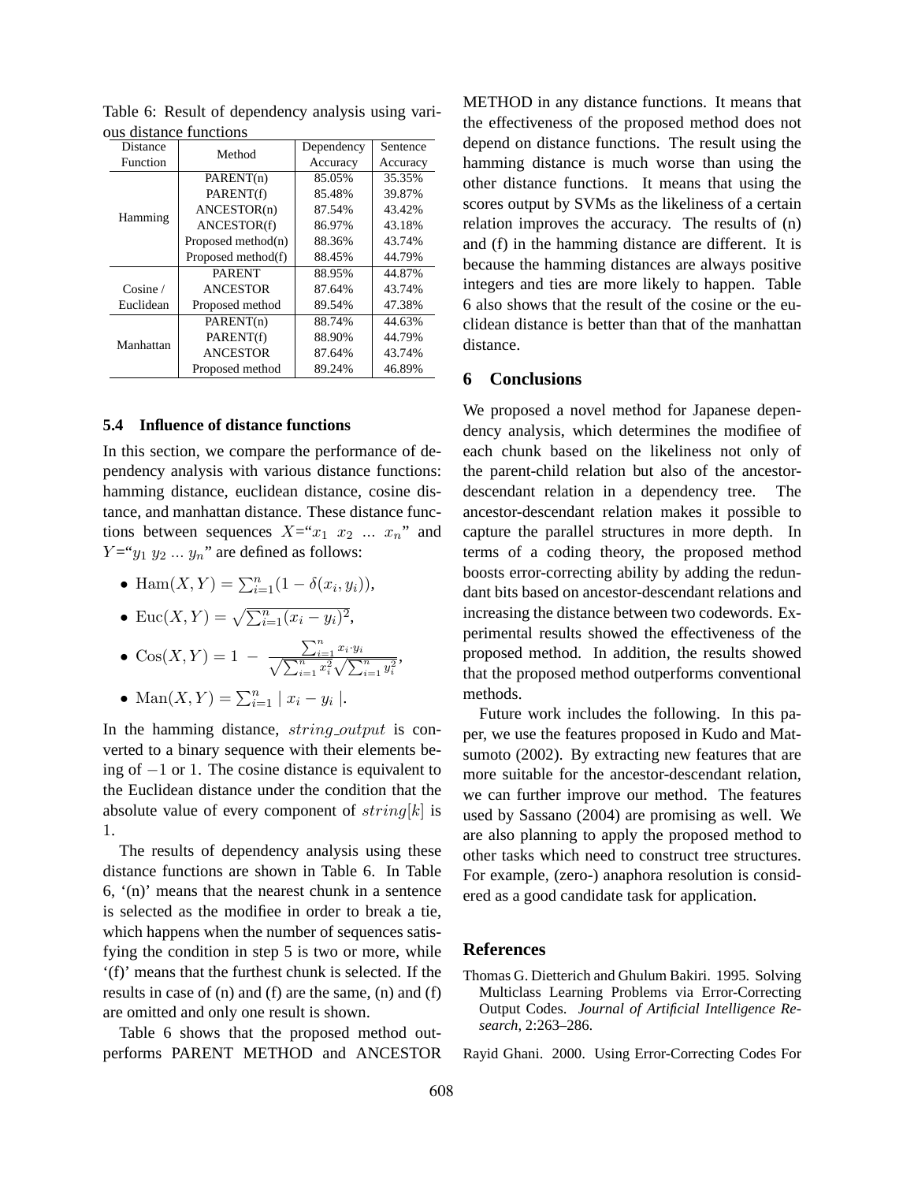Table 6: Result of dependency analysis using various distance functions

| Distance Function | Method | Dependency Accuracy | Sentence Accuracy |
|---|---|---|---|
| Hamming | PARENT(n) | 85.05% | 35.35% |
| | PARENT(f) | 85.48% | 39.87% |
| | ANCESTOR(n) | 87.54% | 43.42% |
| | ANCESTOR(f) | 86.97% | 43.18% |
| | Proposed method(n) | 88.36% | 43.74% |
| | Proposed method(f) | 88.45% | 44.79% |
| Cosine / Euclidean | PARENT | 88.95% | 44.87% |
| | ANCESTOR | 87.64% | 43.74% |
| | Proposed method | 89.54% | 47.38% |
| Manhattan | PARENT(n) | 88.74% | 44.63% |
| | PARENT(f) | 88.90% | 44.79% |
| | ANCESTOR | 87.64% | 43.74% |
| | Proposed method | 89.24% | 46.89% |

### 5.4 Influence of distance functions

In this section, we compare the performance of dependency analysis with various distance functions: hamming distance, euclidean distance, cosine distance, and manhattan distance. These distance functions between sequences $X$="$x_1\ x_2\ \ldots\ x_n$" and $Y$="$y_1\ y_2\ \ldots\ y_n$" are defined as follows:

- $\mathrm{Ham}(X, Y) = \sum_{i=1}^{n}(1 - \delta(x_i, y_i))$,
- $\mathrm{Euc}(X, Y) = \sqrt{\sum_{i=1}^{n}(x_i - y_i)^2}$,
- $\mathrm{Cos}(X, Y) = 1\ -\ \frac{\sum_{i=1}^{n} x_i \cdot y_i}{\sqrt{\sum_{i=1}^{n} x_i^2}\sqrt{\sum_{i=1}^{n} y_i^2}}$,
- $\mathrm{Man}(X, Y) = \sum_{i=1}^{n} \mid x_i - y_i \mid$.

In the hamming distance, $string\_output$ is converted to a binary sequence with their elements being of $-1$ or $1$. The cosine distance is equivalent to the Euclidean distance under the condition that the absolute value of every component of $string[k]$ is 1.

The results of dependency analysis using these distance functions are shown in Table 6. In Table 6, '(n)' means that the nearest chunk in a sentence is selected as the modifiee in order to break a tie, which happens when the number of sequences satisfying the condition in step 5 is two or more, while '(f)' means that the furthest chunk is selected. If the results in case of (n) and (f) are the same, (n) and (f) are omitted and only one result is shown.

Table 6 shows that the proposed method outperforms PARENT METHOD and ANCESTOR METHOD in any distance functions. It means that the effectiveness of the proposed method does not depend on distance functions. The result using the hamming distance is much worse than using the other distance functions. It means that using the scores output by SVMs as the likeliness of a certain relation improves the accuracy. The results of (n) and (f) in the hamming distance are different. It is because the hamming distances are always positive integers and ties are more likely to happen. Table 6 also shows that the result of the cosine or the euclidean distance is better than that of the manhattan distance.

## 6 Conclusions

We proposed a novel method for Japanese dependency analysis, which determines the modifiee of each chunk based on the likeliness not only of the parent-child relation but also of the ancestor-descendant relation in a dependency tree. The ancestor-descendant relation makes it possible to capture the parallel structures in more depth. In terms of a coding theory, the proposed method boosts error-correcting ability by adding the redundant bits based on ancestor-descendant relations and increasing the distance between two codewords. Experimental results showed the effectiveness of the proposed method. In addition, the results showed that the proposed method outperforms conventional methods.

Future work includes the following. In this paper, we use the features proposed in Kudo and Matsumoto (2002). By extracting new features that are more suitable for the ancestor-descendant relation, we can further improve our method. The features used by Sassano (2004) are promising as well. We are also planning to apply the proposed method to other tasks which need to construct tree structures. For example, (zero-) anaphora resolution is considered as a good candidate task for application.

## References

Thomas G. Dietterich and Ghulum Bakiri. 1995. Solving Multiclass Learning Problems via Error-Correcting Output Codes. *Journal of Artificial Intelligence Research*, 2:263–286.

Rayid Ghani. 2000. Using Error-Correcting Codes For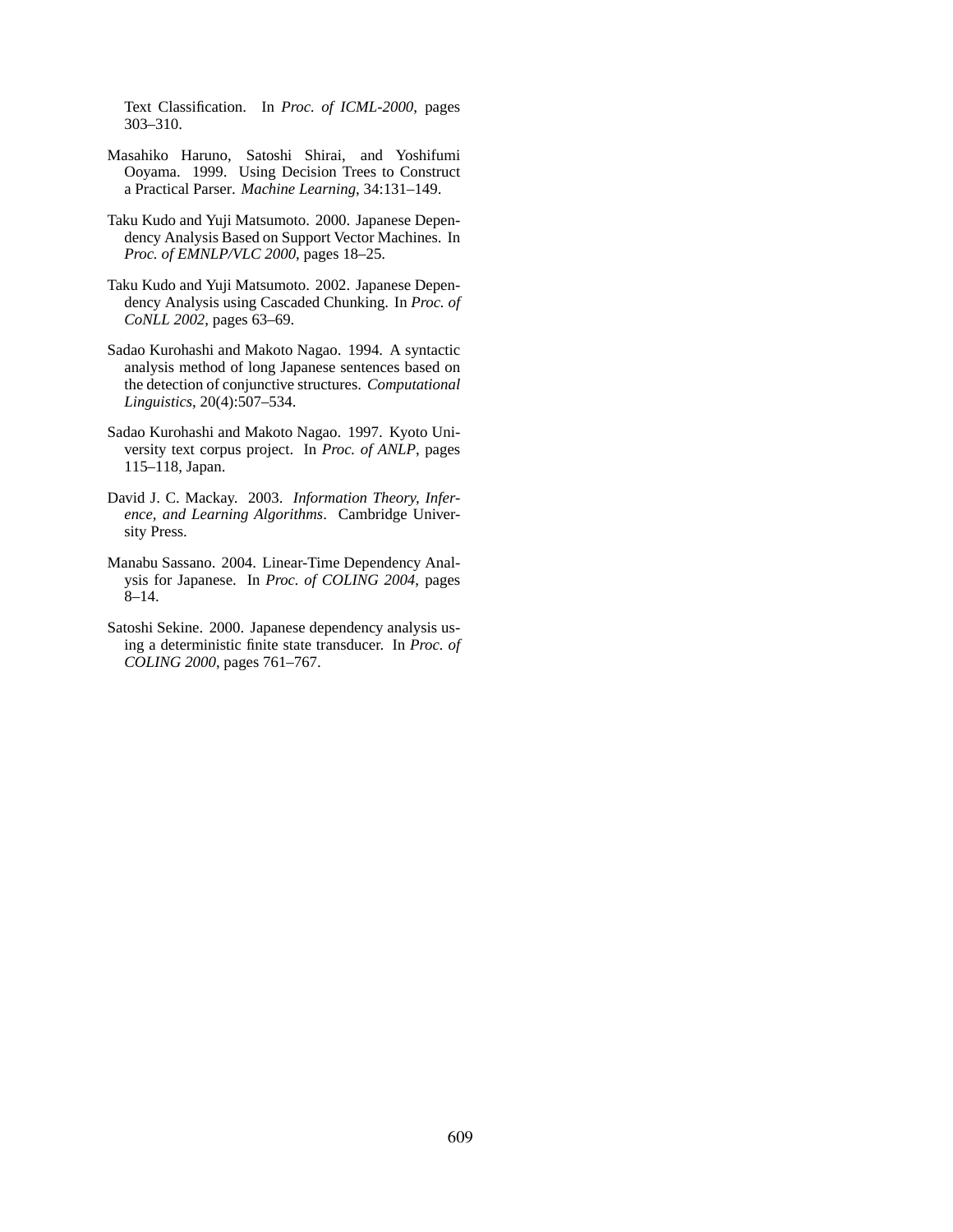Text Classification. In *Proc. of ICML-2000*, pages 303–310.

Masahiko Haruno, Satoshi Shirai, and Yoshifumi Ooyama. 1999. Using Decision Trees to Construct a Practical Parser. *Machine Learning*, 34:131–149.

Taku Kudo and Yuji Matsumoto. 2000. Japanese Dependency Analysis Based on Support Vector Machines. In *Proc. of EMNLP/VLC 2000*, pages 18–25.

Taku Kudo and Yuji Matsumoto. 2002. Japanese Dependency Analysis using Cascaded Chunking. In *Proc. of CoNLL 2002*, pages 63–69.

Sadao Kurohashi and Makoto Nagao. 1994. A syntactic analysis method of long Japanese sentences based on the detection of conjunctive structures. *Computational Linguistics*, 20(4):507–534.

Sadao Kurohashi and Makoto Nagao. 1997. Kyoto University text corpus project. In *Proc. of ANLP*, pages 115–118, Japan.

David J. C. Mackay. 2003. *Information Theory, Inference, and Learning Algorithms*. Cambridge University Press.

Manabu Sassano. 2004. Linear-Time Dependency Analysis for Japanese. In *Proc. of COLING 2004*, pages 8–14.

Satoshi Sekine. 2000. Japanese dependency analysis using a deterministic finite state transducer. In *Proc. of COLING 2000*, pages 761–767.